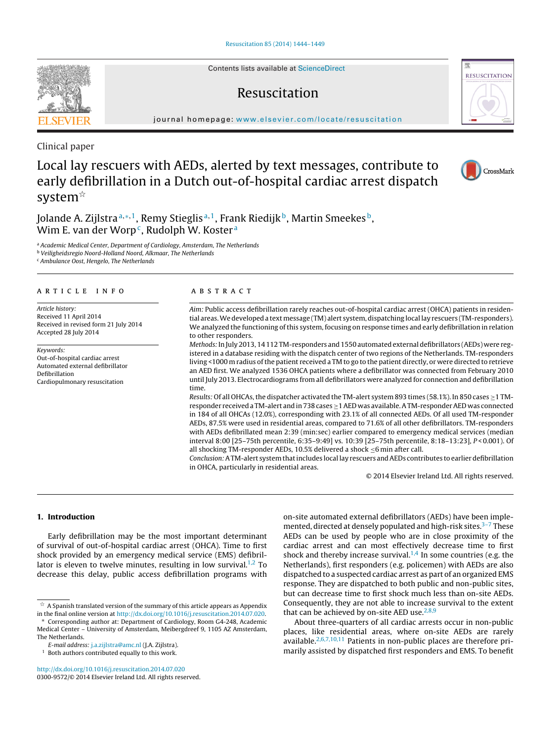Clinical paper

# Local lay rescuers with AEDs, alerted by text messages, contribute to early defibrillation in a Dutch out-of-hospital cardiac arrest dispatch system[☆]

Jolande A. Zijlstra[a,*,1], Remy Stieglis[a,1], Frank Riedijk[b], Martin Smeekes[b], Wim E. van der Worp[c], Rudolph W. Koster[a]

[a] Academic Medical Center, Department of Cardiology, Amsterdam, The Netherlands
[b] Veiligheidsregio Noord-Holland Noord, Alkmaar, The Netherlands
[c] Ambulance Oost, Hengelo, The Netherlands

## ARTICLE INFO

*Article history:*
Received 11 April 2014
Received in revised form 21 July 2014
Accepted 28 July 2014

*Keywords:*
Out-of-hospital cardiac arrest
Automated external defibrillator
Defibrillation
Cardiopulmonary resuscitation

## ABSTRACT

*Aim:* Public access defibrillation rarely reaches out-of-hospital cardiac arrest (OHCA) patients in residential areas. We developed a text message (TM) alert system, dispatching local lay rescuers (TM-responders). We analyzed the functioning of this system, focusing on response times and early defibrillation in relation to other responders.

*Methods:* In July 2013, 14 112 TM-responders and 1550 automated external defibrillators (AEDs) were registered in a database residing with the dispatch center of two regions of the Netherlands. TM-responders living <1000 m radius of the patient received a TM to go to the patient directly, or were directed to retrieve an AED first. We analyzed 1536 OHCA patients where a defibrillator was connected from February 2010 until July 2013. Electrocardiograms from all defibrillators were analyzed for connection and defibrillation time.

*Results:* Of all OHCAs, the dispatcher activated the TM-alert system 893 times (58.1%). In 850 cases ≥1 TM-responder received a TM-alert and in 738 cases ≥1 AED was available. A TM-responder AED was connected in 184 of all OHCAs (12.0%), corresponding with 23.1% of all connected AEDs. Of all used TM-responder AEDs, 87.5% were used in residential areas, compared to 71.6% of all other defibrillators. TM-responders with AEDs defibrillated mean 2:39 (min:sec) earlier compared to emergency medical services (median interval 8:00 [25–75th percentile, 6:35–9:49] vs. 10:39 [25–75th percentile, 8:18–13:23], $P < 0.001$). Of all shocking TM-responder AEDs, 10.5% delivered a shock ≤6 min after call.

*Conclusion:* A TM-alert system that includes local lay rescuers and AEDs contributes to earlier defibrillation in OHCA, particularly in residential areas.

© 2014 Elsevier Ireland Ltd. All rights reserved.

## 1. Introduction

Early defibrillation may be the most important determinant of survival of out-of-hospital cardiac arrest (OHCA). Time to first shock provided by an emergency medical service (EMS) defibrillator is eleven to twelve minutes, resulting in low survival.[1,2] To decrease this delay, public access defibrillation programs with on-site automated external defibrillators (AEDs) have been implemented, directed at densely populated and high-risk sites.[3–7] These AEDs can be used by people who are in close proximity of the cardiac arrest and can most effectively decrease time to first shock and thereby increase survival.[1,4] In some countries (e.g. the Netherlands), first responders (e.g. policemen) with AEDs are also dispatched to a suspected cardiac arrest as part of an organized EMS response. They are dispatched to both public and non-public sites, but can decrease time to first shock much less than on-site AEDs. Consequently, they are not able to increase survival to the extent that can be achieved by on-site AED use.[2,8,9]

About three-quarters of all cardiac arrests occur in non-public places, like residential areas, where on-site AEDs are rarely available.[2,6,7,10,11] Patients in non-public places are therefore primarily assisted by dispatched first responders and EMS. To benefit

---

[☆] A Spanish translated version of the summary of this article appears as Appendix in the final online version at http://dx.doi.org/10.1016/j.resuscitation.2014.07.020.

[*] Corresponding author at: Department of Cardiology, Room G4-248, Academic Medical Center – University of Amsterdam, Meibergdreef 9, 1105 AZ Amsterdam, The Netherlands.

*E-mail address:* j.a.zijlstra@amc.nl (J.A. Zijlstra).

[1] Both authors contributed equally to this work.

http://dx.doi.org/10.1016/j.resuscitation.2014.07.020
0300-9572/© 2014 Elsevier Ireland Ltd. All rights reserved.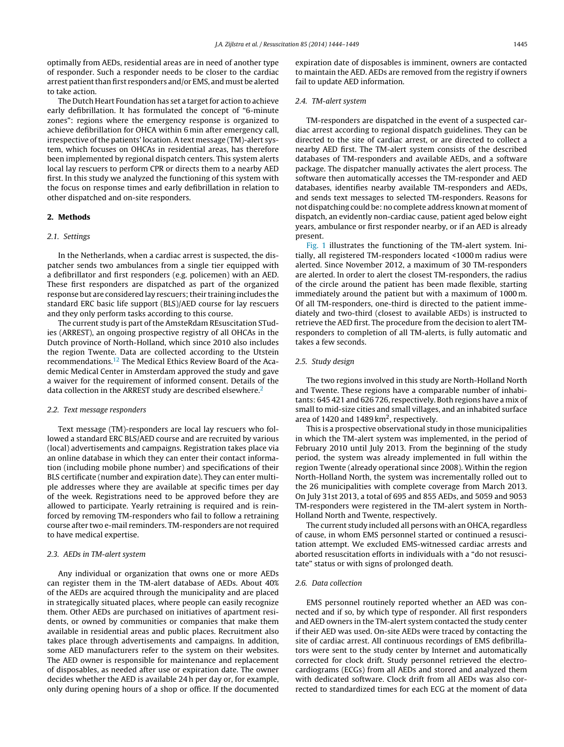optimally from AEDs, residential areas are in need of another type of responder. Such a responder needs to be closer to the cardiac arrest patient than first responders and/or EMS, and must be alerted to take action.

The Dutch Heart Foundation has set a target for action to achieve early defibrillation. It has formulated the concept of "6-minute zones": regions where the emergency response is organized to achieve defibrillation for OHCA within 6 min after emergency call, irrespective of the patients' location. A text message (TM)-alert system, which focuses on OHCAs in residential areas, has therefore been implemented by regional dispatch centers. This system alerts local lay rescuers to perform CPR or directs them to a nearby AED first. In this study we analyzed the functioning of this system with the focus on response times and early defibrillation in relation to other dispatched and on-site responders.

## 2. Methods

### 2.1. Settings

In the Netherlands, when a cardiac arrest is suspected, the dispatcher sends two ambulances from a single tier equipped with a defibrillator and first responders (e.g. policemen) with an AED. These first responders are dispatched as part of the organized response but are considered lay rescuers; their training includes the standard ERC basic life support (BLS)/AED course for lay rescuers and they only perform tasks according to this course.

The current study is part of the AmsteRdam REsuscitation STudies (ARREST), an ongoing prospective registry of all OHCAs in the Dutch province of North-Holland, which since 2010 also includes the region Twente. Data are collected according to the Utstein recommendations.[12] The Medical Ethics Review Board of the Academic Medical Center in Amsterdam approved the study and gave a waiver for the requirement of informed consent. Details of the data collection in the ARREST study are described elsewhere.[2]

### 2.2. Text message responders

Text message (TM)-responders are local lay rescuers who followed a standard ERC BLS/AED course and are recruited by various (local) advertisements and campaigns. Registration takes place via an online database in which they can enter their contact information (including mobile phone number) and specifications of their BLS certificate (number and expiration date). They can enter multiple addresses where they are available at specific times per day of the week. Registrations need to be approved before they are allowed to participate. Yearly retraining is required and is reinforced by removing TM-responders who fail to follow a retraining course after two e-mail reminders. TM-responders are not required to have medical expertise.

### 2.3. AEDs in TM-alert system

Any individual or organization that owns one or more AEDs can register them in the TM-alert database of AEDs. About 40% of the AEDs are acquired through the municipality and are placed in strategically situated places, where people can easily recognize them. Other AEDs are purchased on initiatives of apartment residents, or owned by communities or companies that make them available in residential areas and public places. Recruitment also takes place through advertisements and campaigns. In addition, some AED manufacturers refer to the system on their websites. The AED owner is responsible for maintenance and replacement of disposables, as needed after use or expiration date. The owner decides whether the AED is available 24 h per day or, for example, only during opening hours of a shop or office. If the documented expiration date of disposables is imminent, owners are contacted to maintain the AED. AEDs are removed from the registry if owners fail to update AED information.

### 2.4. TM-alert system

TM-responders are dispatched in the event of a suspected cardiac arrest according to regional dispatch guidelines. They can be directed to the site of cardiac arrest, or are directed to collect a nearby AED first. The TM-alert system consists of the described databases of TM-responders and available AEDs, and a software package. The dispatcher manually activates the alert process. The software then automatically accesses the TM-responder and AED databases, identifies nearby available TM-responders and AEDs, and sends text messages to selected TM-responders. Reasons for not dispatching could be: no complete address known at moment of dispatch, an evidently non-cardiac cause, patient aged below eight years, ambulance or first responder nearby, or if an AED is already present.

Fig. 1 illustrates the functioning of the TM-alert system. Initially, all registered TM-responders located <1000 m radius were alerted. Since November 2012, a maximum of 30 TM-responders are alerted. In order to alert the closest TM-responders, the radius of the circle around the patient has been made flexible, starting immediately around the patient but with a maximum of 1000 m. Of all TM-responders, one-third is directed to the patient immediately and two-third (closest to available AEDs) is instructed to retrieve the AED first. The procedure from the decision to alert TM-responders to completion of all TM-alerts, is fully automatic and takes a few seconds.

### 2.5. Study design

The two regions involved in this study are North-Holland North and Twente. These regions have a comparable number of inhabitants: 645 421 and 626 726, respectively. Both regions have a mix of small to mid-size cities and small villages, and an inhabited surface area of 1420 and 1489 km$^2$, respectively.

This is a prospective observational study in those municipalities in which the TM-alert system was implemented, in the period of February 2010 until July 2013. From the beginning of the study period, the system was already implemented in full within the region Twente (already operational since 2008). Within the region North-Holland North, the system was incrementally rolled out to the 26 municipalities with complete coverage from March 2013. On July 31st 2013, a total of 695 and 855 AEDs, and 5059 and 9053 TM-responders were registered in the TM-alert system in North-Holland North and Twente, respectively.

The current study included all persons with an OHCA, regardless of cause, in whom EMS personnel started or continued a resuscitation attempt. We excluded EMS-witnessed cardiac arrests and aborted resuscitation efforts in individuals with a "do not resuscitate" status or with signs of prolonged death.

### 2.6. Data collection

EMS personnel routinely reported whether an AED was connected and if so, by which type of responder. All first responders and AED owners in the TM-alert system contacted the study center if their AED was used. On-site AEDs were traced by contacting the site of cardiac arrest. All continuous recordings of EMS defibrillators were sent to the study center by Internet and automatically corrected for clock drift. Study personnel retrieved the electrocardiograms (ECGs) from all AEDs and stored and analyzed them with dedicated software. Clock drift from all AEDs was also corrected to standardized times for each ECG at the moment of data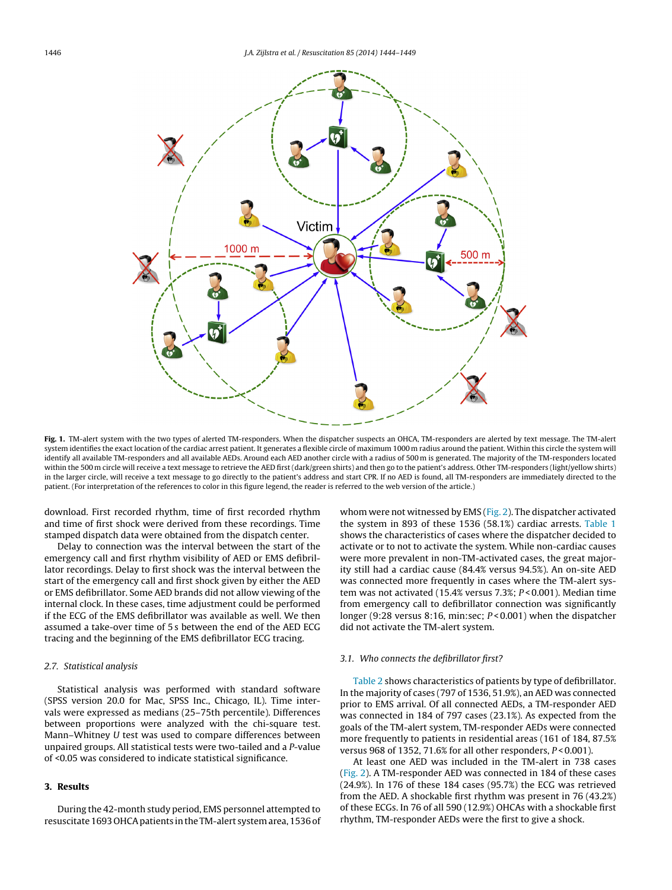**Fig. 1.** TM-alert system with the two types of alerted TM-responders. When the dispatcher suspects an OHCA, TM-responders are alerted by text message. The TM-alert system identifies the exact location of the cardiac arrest patient. It generates a flexible circle of maximum 1000 m radius around the patient. Within this circle the system will identify all available TM-responders and all available AEDs. Around each AED another circle with a radius of 500 m is generated. The majority of the TM-responders located within the 500 m circle will receive a text message to retrieve the AED first (dark/green shirts) and then go to the patient's address. Other TM-responders (light/yellow shirts) in the larger circle, will receive a text message to go directly to the patient's address and start CPR. If no AED is found, all TM-responders are immediately directed to the patient. (For interpretation of the references to color in this figure legend, the reader is referred to the web version of the article.)

download. First recorded rhythm, time of first recorded rhythm and time of first shock were derived from these recordings. Time stamped dispatch data were obtained from the dispatch center.

Delay to connection was the interval between the start of the emergency call and first rhythm visibility of AED or EMS defibrillator recordings. Delay to first shock was the interval between the start of the emergency call and first shock given by either the AED or EMS defibrillator. Some AED brands did not allow viewing of the internal clock. In these cases, time adjustment could be performed if the ECG of the EMS defibrillator was available as well. We then assumed a take-over time of 5 s between the end of the AED ECG tracing and the beginning of the EMS defibrillator ECG tracing.

### 2.7. Statistical analysis

Statistical analysis was performed with standard software (SPSS version 20.0 for Mac, SPSS Inc., Chicago, IL). Time intervals were expressed as medians (25–75th percentile). Differences between proportions were analyzed with the chi-square test. Mann–Whitney *U* test was used to compare differences between unpaired groups. All statistical tests were two-tailed and a *P*-value of <0.05 was considered to indicate statistical significance.

## 3. Results

During the 42-month study period, EMS personnel attempted to resuscitate 1693 OHCA patients in the TM-alert system area, 1536 of whom were not witnessed by EMS (Fig. 2). The dispatcher activated the system in 893 of these 1536 (58.1%) cardiac arrests. Table 1 shows the characteristics of cases where the dispatcher decided to activate or to not to activate the system. While non-cardiac causes were more prevalent in non-TM-activated cases, the great majority still had a cardiac cause (84.4% versus 94.5%). An on-site AED was connected more frequently in cases where the TM-alert system was not activated (15.4% versus 7.3%; $P < 0.001$). Median time from emergency call to defibrillator connection was significantly longer (9:28 versus 8:16, min:sec; $P < 0.001$) when the dispatcher did not activate the TM-alert system.

### 3.1. Who connects the defibrillator first?

Table 2 shows characteristics of patients by type of defibrillator. In the majority of cases (797 of 1536, 51.9%), an AED was connected prior to EMS arrival. Of all connected AEDs, a TM-responder AED was connected in 184 of 797 cases (23.1%). As expected from the goals of the TM-alert system, TM-responder AEDs were connected more frequently to patients in residential areas (161 of 184, 87.5% versus 968 of 1352, 71.6% for all other responders, $P < 0.001$).

At least one AED was included in the TM-alert in 738 cases (Fig. 2). A TM-responder AED was connected in 184 of these cases (24.9%). In 176 of these 184 cases (95.7%) the ECG was retrieved from the AED. A shockable first rhythm was present in 76 (43.2%) of these ECGs. In 76 of all 590 (12.9%) OHCAs with a shockable first rhythm, TM-responder AEDs were the first to give a shock.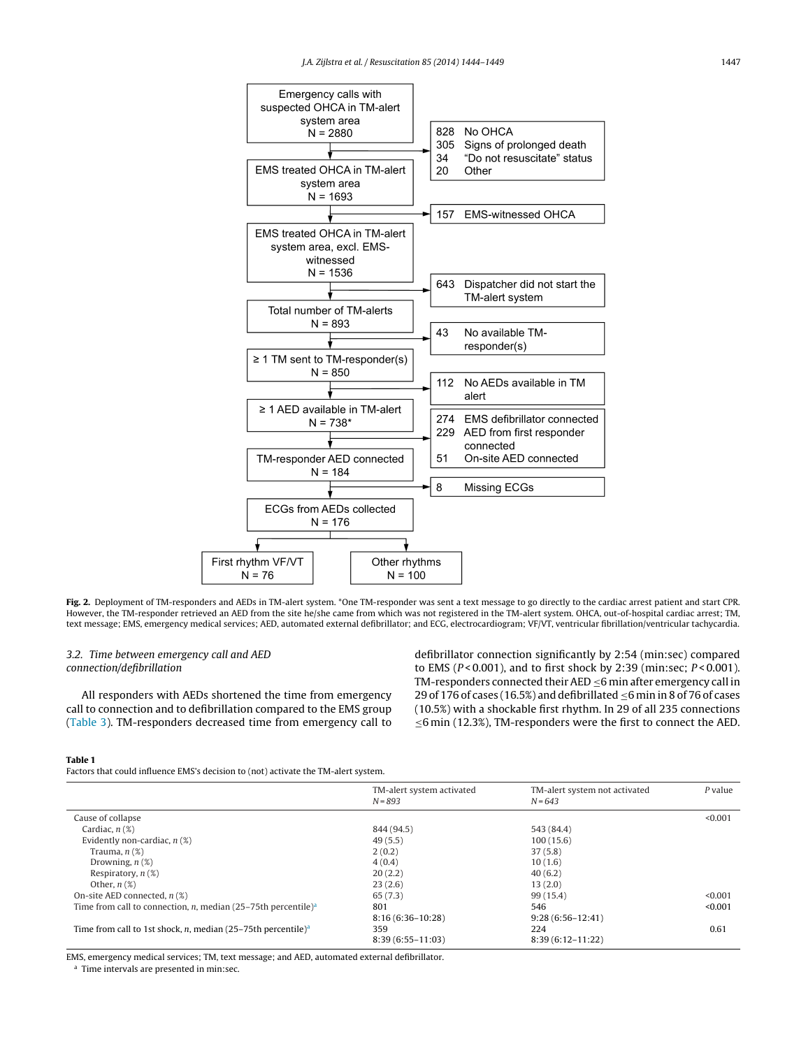Emergency calls with suspected OHCA in TM-alert system area
N = 2880

828 No OHCA
305 Signs of prolonged death
34 "Do not resuscitate" status
20 Other

EMS treated OHCA in TM-alert system area
N = 1693

157 EMS-witnessed OHCA

EMS treated OHCA in TM-alert system area, excl. EMS-witnessed
N = 1536

643 Dispatcher did not start the TM-alert system

Total number of TM-alerts
N = 893

43 No available TM-responder(s)

≥ 1 TM sent to TM-responder(s)
N = 850

112 No AEDs available in TM alert

≥ 1 AED available in TM-alert
N = 738*

274 EMS defibrillator connected
229 AED from first responder connected
51 On-site AED connected

TM-responder AED connected
N = 184

8 Missing ECGs

ECGs from AEDs collected
N = 176

First rhythm VF/VT
N = 76

Other rhythms
N = 100

**Fig. 2.** Deployment of TM-responders and AEDs in TM-alert system. *One TM-responder was sent a text message to go directly to the cardiac arrest patient and start CPR. However, the TM-responder retrieved an AED from the site he/she came from which was not registered in the TM-alert system. OHCA, out-of-hospital cardiac arrest; TM, text message; EMS, emergency medical services; AED, automated external defibrillator; and ECG, electrocardiogram; VF/VT, ventricular fibrillation/ventricular tachycardia.

### *3.2. Time between emergency call and AED connection/defibrillation*

All responders with AEDs shortened the time from emergency call to connection and to defibrillation compared to the EMS group (Table 3). TM-responders decreased time from emergency call to defibrillator connection significantly by 2:54 (min:sec) compared to EMS ($P < 0.001$), and to first shock by 2:39 (min:sec; $P < 0.001$). TM-responders connected their AED ≤6 min after emergency call in 29 of 176 of cases (16.5%) and defibrillated ≤6 min in 8 of 76 of cases (10.5%) with a shockable first rhythm. In 29 of all 235 connections ≤6 min (12.3%), TM-responders were the first to connect the AED.

**Table 1**
Factors that could influence EMS's decision to (not) activate the TM-alert system.

| | TM-alert system activated *N* = 893 | TM-alert system not activated *N* = 643 | *P* value |
|---|---|---|---|
| Cause of collapse | | | <0.001 |
| Cardiac, *n* (%) | 844 (94.5) | 543 (84.4) | |
| Evidently non-cardiac, *n* (%) | 49 (5.5) | 100 (15.6) | |
| Trauma, *n* (%) | 2 (0.2) | 37 (5.8) | |
| Drowning, *n* (%) | 4 (0.4) | 10 (1.6) | |
| Respiratory, *n* (%) | 20 (2.2) | 40 (6.2) | |
| Other, *n* (%) | 23 (2.6) | 13 (2.0) | |
| On-site AED connected, *n* (%) | 65 (7.3) | 99 (15.4) | <0.001 |
| Time from call to connection, *n*, median (25–75th percentile)[a] | 801<br>8:16 (6:36–10:28) | 546<br>9:28 (6:56–12:41) | <0.001 |
| Time from call to 1st shock, *n*, median (25–75th percentile)[a] | 359<br>8:39 (6:55–11:03) | 224<br>8:39 (6:12–11:22) | 0.61 |

EMS, emergency medical services; TM, text message; and AED, automated external defibrillator.
[a] Time intervals are presented in min:sec.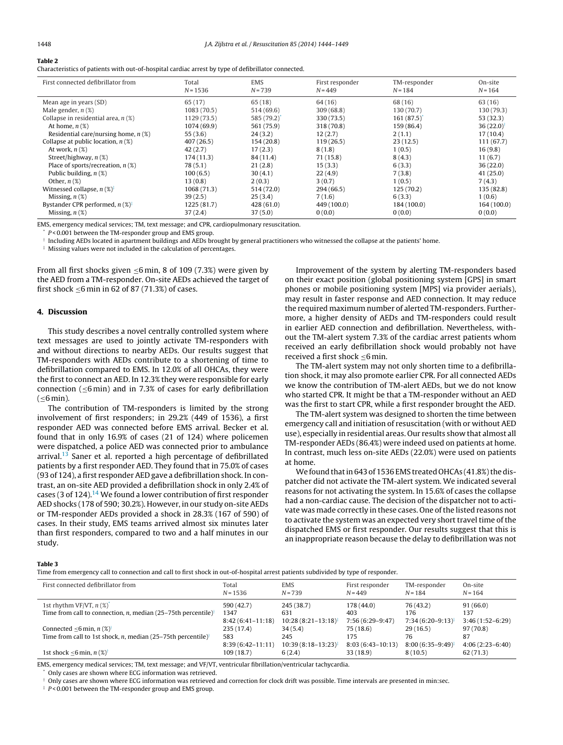**Table 2**
Characteristics of patients with out-of-hospital cardiac arrest by type of defibrillator connected.

| First connected defibrillator from | Total N = 1536 | EMS N = 739 | First responder N = 449 | TM-responder N = 184 | On-site N = 164 |
|---|---|---|---|---|---|
| Mean age in years (SD) | 65 (17) | 65 (18) | 64 (16) | 68 (16) | 63 (16) |
| Male gender, n (%) | 1083 (70.5) | 514 (69.6) | 309 (68.8) | 130 (70.7) | 130 (79.3) |
| Collapse in residential area, n (%) | 1129 (73.5) | 585 (79.2)* | 330 (73.5) | 161 (87.5)* | 53 (32.3) |
| At home, n (%) | 1074 (69.9) | 561 (75.9) | 318 (70.8) | 159 (86.4) | 36 (22.0)† |
| Residential care/nursing home, n (%) | 55 (3.6) | 24 (3.2) | 12 (2.7) | 2 (1.1) | 17 (10.4) |
| Collapse at public location, n (%) | 407 (26.5) | 154 (20.8) | 119 (26.5) | 23 (12.5) | 111 (67.7) |
| At work, n (%) | 42 (2.7) | 17 (2.3) | 8 (1.8) | 1 (0.5) | 16 (9.8) |
| Street/highway, n (%) | 174 (11.3) | 84 (11.4) | 71 (15.8) | 8 (4.3) | 11 (6.7) |
| Place of sports/recreation, n (%) | 78 (5.1) | 21 (2.8) | 15 (3.3) | 6 (3.3) | 36 (22.0) |
| Public building, n (%) | 100 (6.5) | 30 (4.1) | 22 (4.9) | 7 (3.8) | 41 (25.0) |
| Other, n (%) | 13 (0.8) | 2 (0.3) | 3 (0.7) | 1 (0.5) | 7 (4.3) |
| Witnessed collapse, n (%)‡ | 1068 (71.3) | 514 (72.0) | 294 (66.5) | 125 (70.2) | 135 (82.8) |
| Missing, n (%) | 39 (2.5) | 25 (3.4) | 7 (1.6) | 6 (3.3) | 1 (0.6) |
| Bystander CPR performed, n (%)‡ | 1225 (81.7) | 428 (61.0) | 449 (100.0) | 184 (100.0) | 164 (100.0) |
| Missing, n (%) | 37 (2.4) | 37 (5.0) | 0 (0.0) | 0 (0.0) | 0 (0.0) |

EMS, emergency medical services; TM, text message; and CPR, cardiopulmonary resuscitation.
* $P < 0.001$ between the TM-responder group and EMS group.
† Including AEDs located in apartment buildings and AEDs brought by general practitioners who witnessed the collapse at the patients' home.
‡ Missing values were not included in the calculation of percentages.

From all first shocks given ≤6 min, 8 of 109 (7.3%) were given by the AED from a TM-responder. On-site AEDs achieved the target of first shock ≤6 min in 62 of 87 (71.3%) of cases.

## 4. Discussion

This study describes a novel centrally controlled system where text messages are used to jointly activate TM-responders with and without directions to nearby AEDs. Our results suggest that TM-responders with AEDs contribute to a shortening of time to defibrillation compared to EMS. In 12.0% of all OHCAs, they were the first to connect an AED. In 12.3% they were responsible for early connection (≤6 min) and in 7.3% of cases for early defibrillation (≤6 min).

The contribution of TM-responders is limited by the strong involvement of first responders; in 29.2% (449 of 1536), a first responder AED was connected before EMS arrival. Becker et al. found that in only 16.9% of cases (21 of 124) where policemen were dispatched, a police AED was connected prior to ambulance arrival.[13] Saner et al. reported a high percentage of defibrillated patients by a first responder AED. They found that in 75.0% of cases (93 of 124), a first responder AED gave a defibrillation shock. In contrast, an on-site AED provided a defibrillation shock in only 2.4% of cases (3 of 124).[14] We found a lower contribution of first responder AED shocks (178 of 590; 30.2%). However, in our study on-site AEDs or TM-responder AEDs provided a shock in 28.3% (167 of 590) of cases. In their study, EMS teams arrived almost six minutes later than first responders, compared to two and a half minutes in our study.

Improvement of the system by alerting TM-responders based on their exact position (global positioning system [GPS] in smart phones or mobile positioning system [MPS] via provider aerials), may result in faster response and AED connection. It may reduce the required maximum number of alerted TM-responders. Furthermore, a higher density of AEDs and TM-responders could result in earlier AED connection and defibrillation. Nevertheless, without the TM-alert system 7.3% of the cardiac arrest patients whom received an early defibrillation shock would probably not have received a first shock ≤6 min.

The TM-alert system may not only shorten time to a defibrillation shock, it may also promote earlier CPR. For all connected AEDs we know the contribution of TM-alert AEDs, but we do not know who started CPR. It might be that a TM-responder without an AED was the first to start CPR, while a first responder brought the AED.

The TM-alert system was designed to shorten the time between emergency call and initiation of resuscitation (with or without AED use), especially in residential areas. Our results show that almost all TM-responder AEDs (86.4%) were indeed used on patients at home. In contrast, much less on-site AEDs (22.0%) were used on patients at home.

We found that in 643 of 1536 EMS treated OHCAs (41.8%) the dispatcher did not activate the TM-alert system. We indicated several reasons for not activating the system. In 15.6% of cases the collapse had a non-cardiac cause. The decision of the dispatcher not to activate was made correctly in these cases. One of the listed reasons not to activate the system was an expected very short travel time of the dispatched EMS or first responder. Our results suggest that this is an inappropriate reason because the delay to defibrillation was not

**Table 3**
Time from emergency call to connection and call to first shock in out-of-hospital arrest patients subdivided by type of responder.

| First connected defibrillator from | Total N = 1536 | EMS N = 739 | First responder N = 449 | TM-responder N = 184 | On-site N = 164 |
|---|---|---|---|---|---|
| 1st rhythm VF/VT, n (%)* | 590 (42.7) | 245 (38.7) | 178 (44.0) | 76 (43.2) | 91 (66.0) |
| Time from call to connection, n, median (25–75th percentile)† | 1347<br>8:42 (6:41–11:18) | 631<br>10:28 (8:21–13:18)‡ | 403<br>7:56 (6:29–9:47) | 176<br>7:34 (6:20–9:13)‡ | 137<br>3:46 (1:52–6:29) |
| Connected ≤6 min, n (%)† | 235 (17.4) | 34 (5.4) | 75 (18.6) | 29 (16.5) | 97 (70.8) |
| Time from call to 1st shock, n, median (25–75th percentile)† | 583<br>8:39 (6:42–11:11) | 245<br>10:39 (8:18–13:23)‡ | 175<br>8:03 (6:43–10:13) | 76<br>8:00 (6:35–9:49)‡ | 87<br>4:06 (2:23–6:40) |
| 1st shock ≤6 min, n (%)† | 109 (18.7) | 6 (2.4) | 33 (18.9) | 8 (10.5) | 62 (71.3) |

EMS, emergency medical services; TM, text message; and VF/VT, ventricular fibrillation/ventricular tachycardia.
* Only cases are shown where ECG information was retrieved.
† Only cases are shown where ECG information was retrieved and correction for clock drift was possible. Time intervals are presented in min:sec.
‡ $P < 0.001$ between the TM-responder group and EMS group.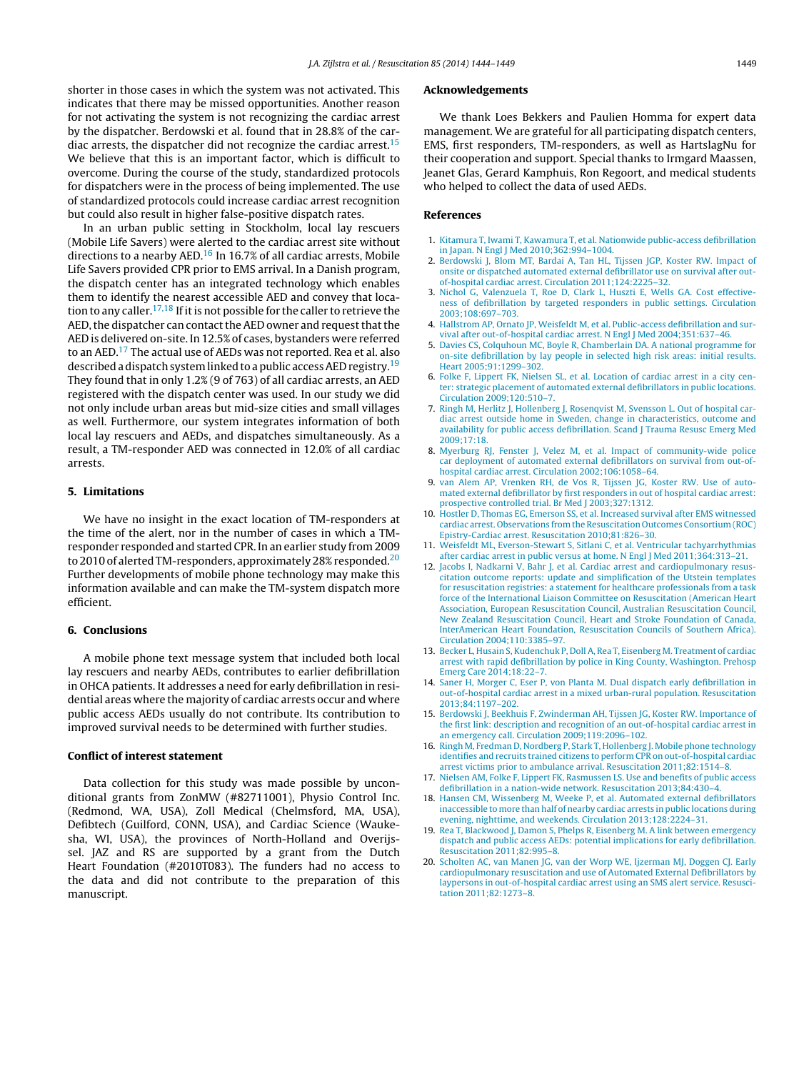shorter in those cases in which the system was not activated. This indicates that there may be missed opportunities. Another reason for not activating the system is not recognizing the cardiac arrest by the dispatcher. Berdowski et al. found that in 28.8% of the cardiac arrests, the dispatcher did not recognize the cardiac arrest.[15] We believe that this is an important factor, which is difficult to overcome. During the course of the study, standardized protocols for dispatchers were in the process of being implemented. The use of standardized protocols could increase cardiac arrest recognition but could also result in higher false-positive dispatch rates.

In an urban public setting in Stockholm, local lay rescuers (Mobile Life Savers) were alerted to the cardiac arrest site without directions to a nearby AED.[16] In 16.7% of all cardiac arrests, Mobile Life Savers provided CPR prior to EMS arrival. In a Danish program, the dispatch center has an integrated technology which enables them to identify the nearest accessible AED and convey that location to any caller.[17,18] If it is not possible for the caller to retrieve the AED, the dispatcher can contact the AED owner and request that the AED is delivered on-site. In 12.5% of cases, bystanders were referred to an AED.[17] The actual use of AEDs was not reported. Rea et al. also described a dispatch system linked to a public access AED registry.[19] They found that in only 1.2% (9 of 763) of all cardiac arrests, an AED registered with the dispatch center was used. In our study we did not only include urban areas but mid-size cities and small villages as well. Furthermore, our system integrates information of both local lay rescuers and AEDs, and dispatches simultaneously. As a result, a TM-responder AED was connected in 12.0% of all cardiac arrests.

## 5. Limitations

We have no insight in the exact location of TM-responders at the time of the alert, nor in the number of cases in which a TM-responder responded and started CPR. In an earlier study from 2009 to 2010 of alerted TM-responders, approximately 28% responded.[20] Further developments of mobile phone technology may make this information available and can make the TM-system dispatch more efficient.

## 6. Conclusions

A mobile phone text message system that included both local lay rescuers and nearby AEDs, contributes to earlier defibrillation in OHCA patients. It addresses a need for early defibrillation in residential areas where the majority of cardiac arrests occur and where public access AEDs usually do not contribute. Its contribution to improved survival needs to be determined with further studies.

## Conflict of interest statement

Data collection for this study was made possible by unconditional grants from ZonMW (#82711001), Physio Control Inc. (Redmond, WA, USA), Zoll Medical (Chelmsford, MA, USA), Defibtech (Guilford, CONN, USA), and Cardiac Science (Waukesha, WI, USA), the provinces of North-Holland and Overijssel. JAZ and RS are supported by a grant from the Dutch Heart Foundation (#2010T083). The funders had no access to the data and did not contribute to the preparation of this manuscript.

## Acknowledgements

We thank Loes Bekkers and Paulien Homma for expert data management. We are grateful for all participating dispatch centers, EMS, first responders, TM-responders, as well as HartslagNu for their cooperation and support. Special thanks to Irmgard Maassen, Jeanet Glas, Gerard Kamphuis, Ron Regoort, and medical students who helped to collect the data of used AEDs.

## References

1. Kitamura T, Iwami T, Kawamura T, et al. Nationwide public-access defibrillation in Japan. N Engl J Med 2010;362:994–1004.
2. Berdowski J, Blom MT, Bardai A, Tan HL, Tijssen JGP, Koster RW. Impact of onsite or dispatched automated external defibrillator use on survival after out-of-hospital cardiac arrest. Circulation 2011;124:2225–32.
3. Nichol G, Valenzuela T, Roe D, Clark L, Huszti E, Wells GA. Cost effectiveness of defibrillation by targeted responders in public settings. Circulation 2003;108:697–703.
4. Hallstrom AP, Ornato JP, Weisfeldt M, et al. Public-access defibrillation and survival after out-of-hospital cardiac arrest. N Engl J Med 2004;351:637–46.
5. Davies CS, Colquhoun MC, Boyle R, Chamberlain DA. A national programme for on-site defibrillation by lay people in selected high risk areas: initial results. Heart 2005;91:1299–302.
6. Folke F, Lippert FK, Nielsen SL, et al. Location of cardiac arrest in a city center: strategic placement of automated external defibrillators in public locations. Circulation 2009;120:510–7.
7. Ringh M, Herlitz J, Hollenberg J, Rosenqvist M, Svensson L. Out of hospital cardiac arrest outside home in Sweden, change in characteristics, outcome and availability for public access defibrillation. Scand J Trauma Resusc Emerg Med 2009;17:18.
8. Myerburg RJ, Fenster J, Velez M, et al. Impact of community-wide police car deployment of automated external defibrillators on survival from out-of-hospital cardiac arrest. Circulation 2002;106:1058–64.
9. van Alem AP, Vrenken RH, de Vos R, Tijssen JG, Koster RW. Use of automated external defibrillator by first responders in out of hospital cardiac arrest: prospective controlled trial. Br Med J 2003;327:1312.
10. Hostler D, Thomas EG, Emerson SS, et al. Increased survival after EMS witnessed cardiac arrest. Observations from the Resuscitation Outcomes Consortium (ROC) Epistry-Cardiac arrest. Resuscitation 2010;81:826–30.
11. Weisfeldt ML, Everson-Stewart S, Sitlani C, et al. Ventricular tachyarrhythmias after cardiac arrest in public versus at home. N Engl J Med 2011;364:313–21.
12. Jacobs I, Nadkarni V, Bahr J, et al. Cardiac arrest and cardiopulmonary resuscitation outcome reports: update and simplification of the Utstein templates for resuscitation registries: a statement for healthcare professionals from a task force of the International Liaison Committee on Resuscitation (American Heart Association, European Resuscitation Council, Australian Resuscitation Council, New Zealand Resuscitation Council, Heart and Stroke Foundation of Canada, InterAmerican Heart Foundation, Resuscitation Councils of Southern Africa). Circulation 2004;110:3385–97.
13. Becker L, Husain S, Kudenchuk P, Doll A, Rea T, Eisenberg M. Treatment of cardiac arrest with rapid defibrillation by police in King County, Washington. Prehosp Emerg Care 2014;18:22–7.
14. Saner H, Morger C, Eser P, von Planta M. Dual dispatch early defibrillation in out-of-hospital cardiac arrest in a mixed urban-rural population. Resuscitation 2013;84:1197–202.
15. Berdowski J, Beekhuis F, Zwinderman AH, Tijssen JG, Koster RW. Importance of the first link: description and recognition of an out-of-hospital cardiac arrest in an emergency call. Circulation 2009;119:2096–102.
16. Ringh M, Fredman D, Nordberg P, Stark T, Hollenberg J. Mobile phone technology identifies and recruits trained citizens to perform CPR on out-of-hospital cardiac arrest victims prior to ambulance arrival. Resuscitation 2011;82:1514–8.
17. Nielsen AM, Folke F, Lippert FK, Rasmussen LS. Use and benefits of public access defibrillation in a nation-wide network. Resuscitation 2013;84:430–4.
18. Hansen CM, Wissenberg M, Weeke P, et al. Automated external defibrillators inaccessible to more than half of nearby cardiac arrests in public locations during evening, nighttime, and weekends. Circulation 2013;128:2224–31.
19. Rea T, Blackwood J, Damon S, Phelps R, Eisenberg M. A link between emergency dispatch and public access AEDs: potential implications for early defibrillation. Resuscitation 2011;82:995–8.
20. Scholten AC, van Manen JG, van der Worp WE, Ijzerman MJ, Doggen CJ. Early cardiopulmonary resuscitation and use of Automated External Defibrillators by laypersons in out-of-hospital cardiac arrest using an SMS alert service. Resuscitation 2011;82:1273–8.